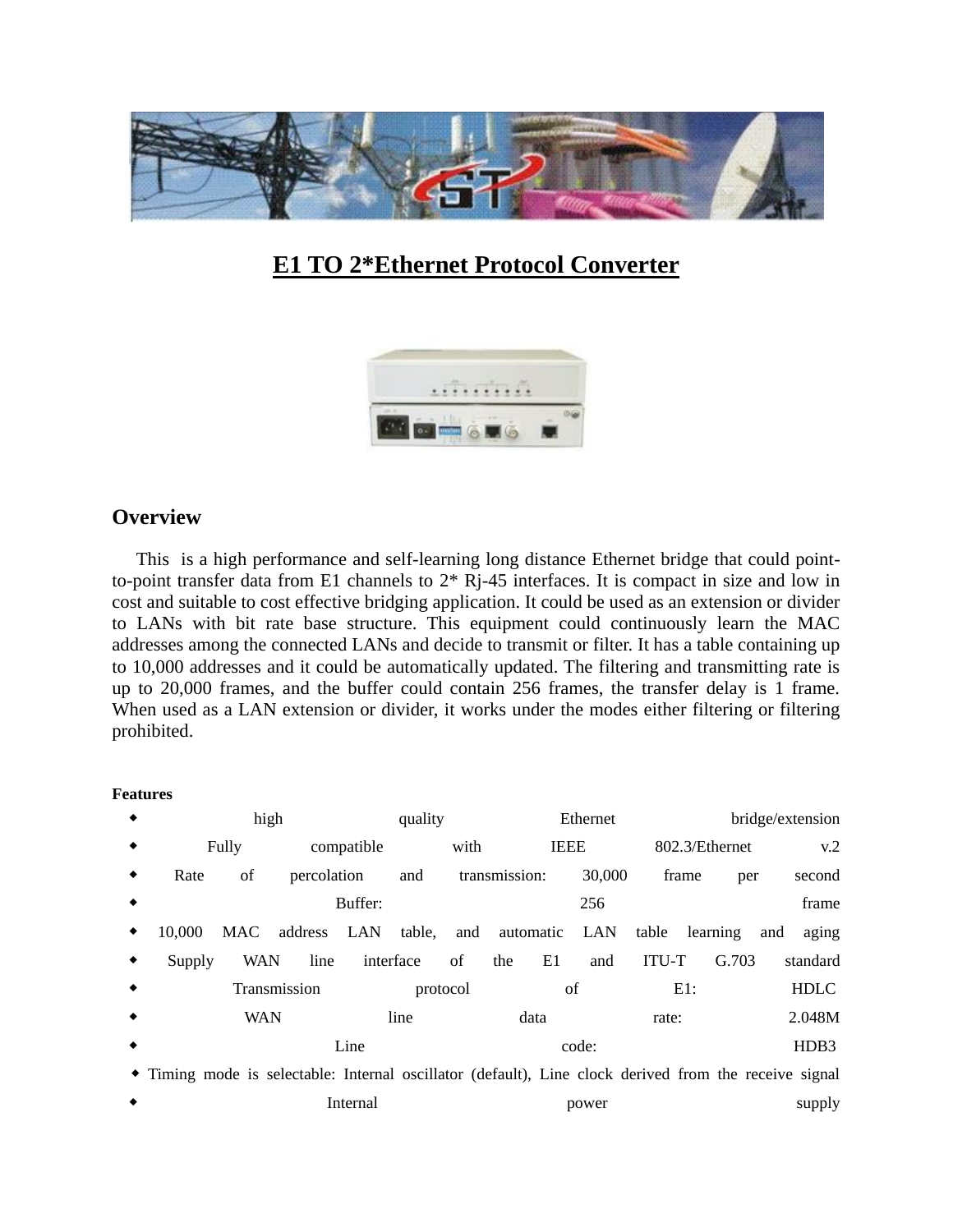# E1 TO 2*Ethernet Protocol Converter

## Overview

This is a high performance and self-learning long distance Ethernet bridge that could point-to-point transfer data from E1 channels to 2* Rj-45 interfaces. It is compact in size and low in cost and suitable to cost effective bridging application. It could be used as an extension or divider to LANs with bit rate base structure. This equipment could continuously learn the MAC addresses among the connected LANs and decide to transmit or filter. It has a table containing up to 10,000 addresses and it could be automatically updated. The filtering and transmitting rate is up to 20,000 frames, and the buffer could contain 256 frames, the transfer delay is 1 frame. When used as a LAN extension or divider, it works under the modes either filtering or filtering prohibited.

**Features**

- high quality Ethernet bridge/extension
- Fully compatible with IEEE 802.3/Ethernet v.2
- Rate of percolation and transmission: 30,000 frame per second
- Buffer: 256 frame
- 10,000 MAC address LAN table, and automatic LAN table learning and aging
- Supply WAN line interface of the E1 and ITU-T G.703 standard
- Transmission protocol of E1: HDLC
- WAN line data rate: 2.048M
- Line code: HDB3
- Timing mode is selectable: Internal oscillator (default), Line clock derived from the receive signal
- Internal power supply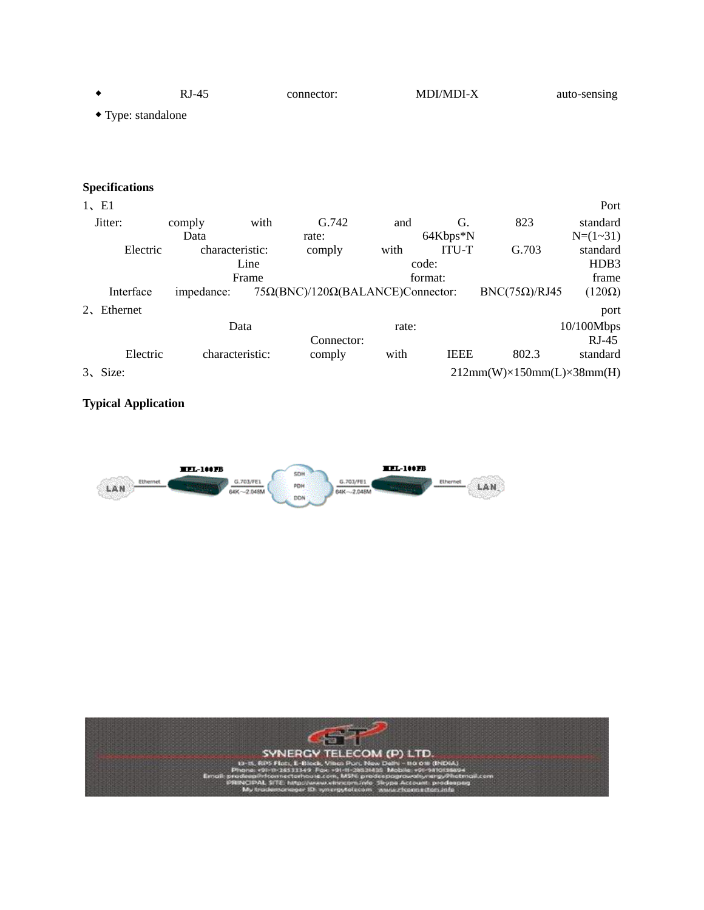- RJ-45 connector: MDI/MDI-X auto-sensing
- Type: standalone

**Specifications**

1、E1 Port

Jitter: comply with G.742 and G. 823 standard
Data rate: 64Kbps*N N=(1~31)
Electric characteristic: comply with ITU-T G.703 standard
Line code: HDB3
Frame format: frame
Interface impedance: 75Ω(BNC)/120Ω(BALANCE)Connector: BNC(75Ω)/RJ45 (120Ω)

2、Ethernet port

Data rate: 10/100Mbps
Connector: RJ-45
Electric characteristic: comply with IEEE 802.3 standard

3、Size: 212mm(W)×150mm(L)×38mm(H)

**Typical Application**

LAN
Ethernet
HEL-100FB
G.703/FE1
64K~2.048M
SDH
PDH
DDN
G.703/FE1
64K~2.048M
HEL-100FB
Ethernet
LAN

SYNERGY TELECOM (P) LTD.
13-15, RPS Flats, E-Block, Vikas Puri, New Delhi - 110 018 (INDIA)
Phone: +91-11-28533349 Fax: +91-11-28531435 Mobile: +91-9810136894
Email: pradeep@rfconnectorhouse.com, MSN: pradeepagrawalsynergy@hotmail.com
PRINCIPAL SITE: http://www.vinncom.info Skype Account: pradeepag
My trademanager ID: synergytelecom www.rfconnectors.info